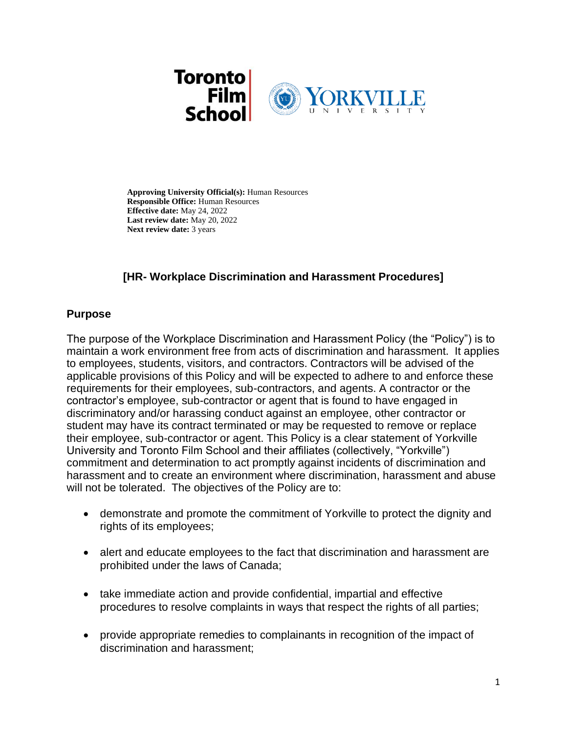**Approving University Official(s):** Human Resources
**Responsible Office:** Human Resources
**Effective date:** May 24, 2022
**Last review date:** May 20, 2022
**Next review date:** 3 years

# [HR- Workplace Discrimination and Harassment Procedures]

## Purpose

The purpose of the Workplace Discrimination and Harassment Policy (the "Policy") is to maintain a work environment free from acts of discrimination and harassment. It applies to employees, students, visitors, and contractors. Contractors will be advised of the applicable provisions of this Policy and will be expected to adhere to and enforce these requirements for their employees, sub-contractors, and agents. A contractor or the contractor's employee, sub-contractor or agent that is found to have engaged in discriminatory and/or harassing conduct against an employee, other contractor or student may have its contract terminated or may be requested to remove or replace their employee, sub-contractor or agent. This Policy is a clear statement of Yorkville University and Toronto Film School and their affiliates (collectively, "Yorkville") commitment and determination to act promptly against incidents of discrimination and harassment and to create an environment where discrimination, harassment and abuse will not be tolerated. The objectives of the Policy are to:

- demonstrate and promote the commitment of Yorkville to protect the dignity and rights of its employees;
- alert and educate employees to the fact that discrimination and harassment are prohibited under the laws of Canada;
- take immediate action and provide confidential, impartial and effective procedures to resolve complaints in ways that respect the rights of all parties;
- provide appropriate remedies to complainants in recognition of the impact of discrimination and harassment;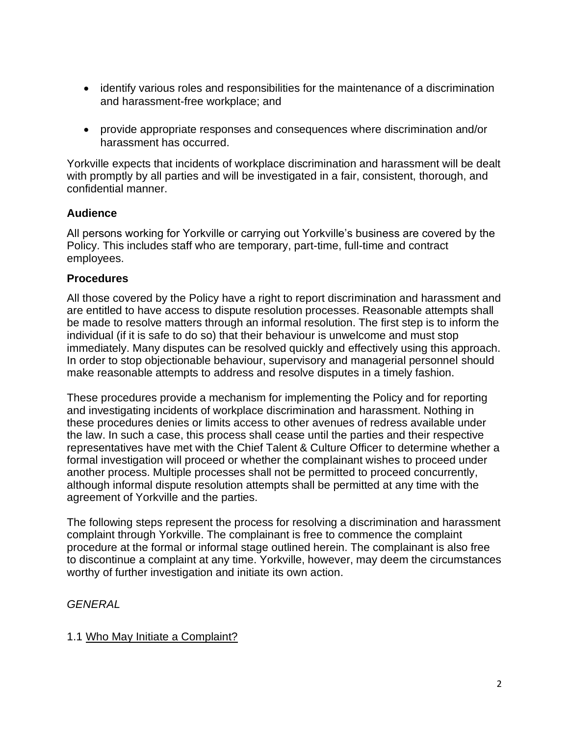- identify various roles and responsibilities for the maintenance of a discrimination and harassment-free workplace; and

- provide appropriate responses and consequences where discrimination and/or harassment has occurred.

Yorkville expects that incidents of workplace discrimination and harassment will be dealt with promptly by all parties and will be investigated in a fair, consistent, thorough, and confidential manner.

## Audience

All persons working for Yorkville or carrying out Yorkville's business are covered by the Policy. This includes staff who are temporary, part-time, full-time and contract employees.

## Procedures

All those covered by the Policy have a right to report discrimination and harassment and are entitled to have access to dispute resolution processes. Reasonable attempts shall be made to resolve matters through an informal resolution. The first step is to inform the individual (if it is safe to do so) that their behaviour is unwelcome and must stop immediately. Many disputes can be resolved quickly and effectively using this approach. In order to stop objectionable behaviour, supervisory and managerial personnel should make reasonable attempts to address and resolve disputes in a timely fashion.

These procedures provide a mechanism for implementing the Policy and for reporting and investigating incidents of workplace discrimination and harassment. Nothing in these procedures denies or limits access to other avenues of redress available under the law. In such a case, this process shall cease until the parties and their respective representatives have met with the Chief Talent & Culture Officer to determine whether a formal investigation will proceed or whether the complainant wishes to proceed under another process. Multiple processes shall not be permitted to proceed concurrently, although informal dispute resolution attempts shall be permitted at any time with the agreement of Yorkville and the parties.

The following steps represent the process for resolving a discrimination and harassment complaint through Yorkville. The complainant is free to commence the complaint procedure at the formal or informal stage outlined herein. The complainant is also free to discontinue a complaint at any time. Yorkville, however, may deem the circumstances worthy of further investigation and initiate its own action.

*GENERAL*

1.1 Who May Initiate a Complaint?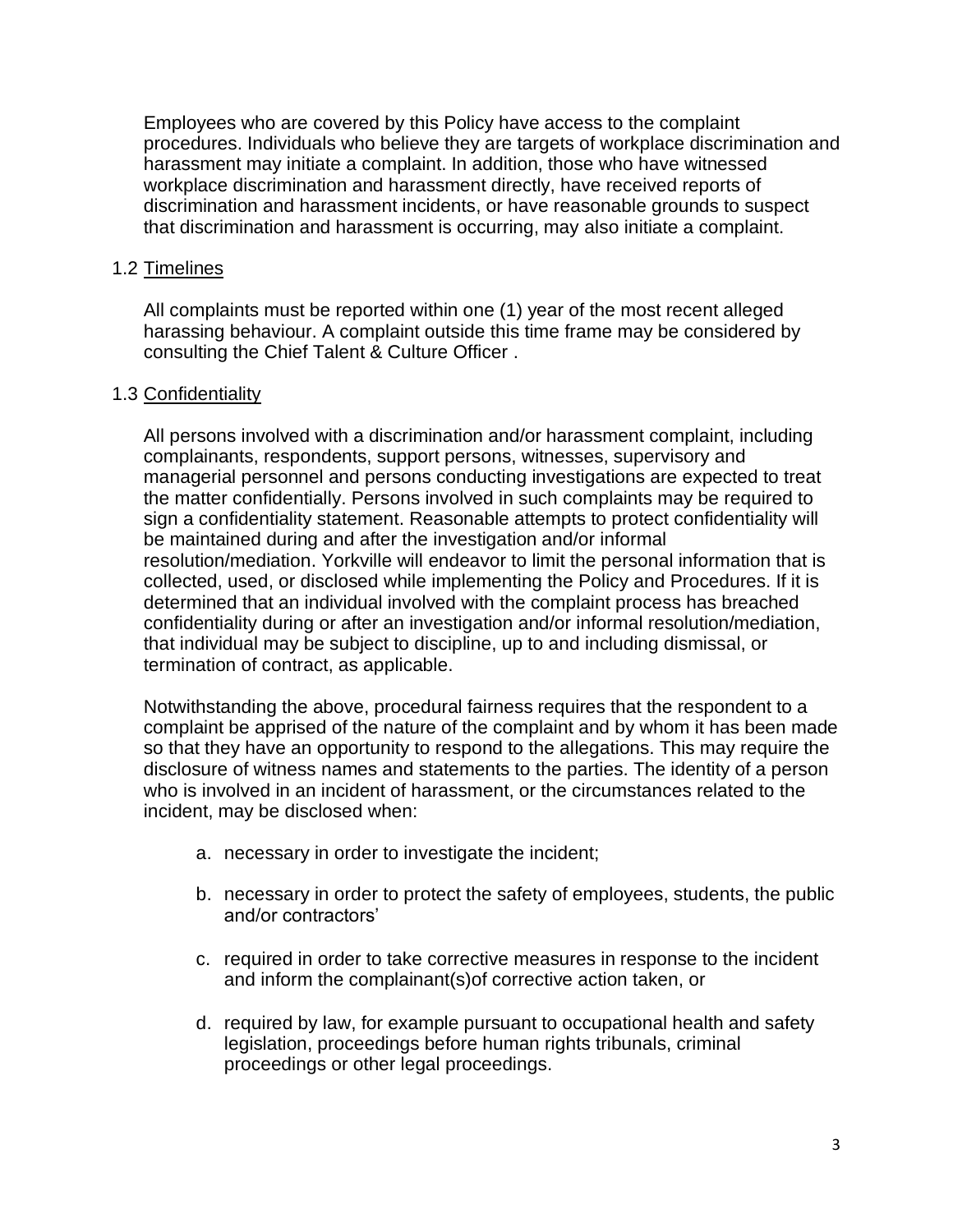Employees who are covered by this Policy have access to the complaint procedures. Individuals who believe they are targets of workplace discrimination and harassment may initiate a complaint. In addition, those who have witnessed workplace discrimination and harassment directly, have received reports of discrimination and harassment incidents, or have reasonable grounds to suspect that discrimination and harassment is occurring, may also initiate a complaint.

### 1.2 Timelines

All complaints must be reported within one (1) year of the most recent alleged harassing behaviour. A complaint outside this time frame may be considered by consulting the Chief Talent & Culture Officer .

### 1.3 Confidentiality

All persons involved with a discrimination and/or harassment complaint, including complainants, respondents, support persons, witnesses, supervisory and managerial personnel and persons conducting investigations are expected to treat the matter confidentially. Persons involved in such complaints may be required to sign a confidentiality statement. Reasonable attempts to protect confidentiality will be maintained during and after the investigation and/or informal resolution/mediation. Yorkville will endeavor to limit the personal information that is collected, used, or disclosed while implementing the Policy and Procedures. If it is determined that an individual involved with the complaint process has breached confidentiality during or after an investigation and/or informal resolution/mediation, that individual may be subject to discipline, up to and including dismissal, or termination of contract, as applicable.

Notwithstanding the above, procedural fairness requires that the respondent to a complaint be apprised of the nature of the complaint and by whom it has been made so that they have an opportunity to respond to the allegations. This may require the disclosure of witness names and statements to the parties. The identity of a person who is involved in an incident of harassment, or the circumstances related to the incident, may be disclosed when:

a. necessary in order to investigate the incident;

b. necessary in order to protect the safety of employees, students, the public and/or contractors'

c. required in order to take corrective measures in response to the incident and inform the complainant(s)of corrective action taken, or

d. required by law, for example pursuant to occupational health and safety legislation, proceedings before human rights tribunals, criminal proceedings or other legal proceedings.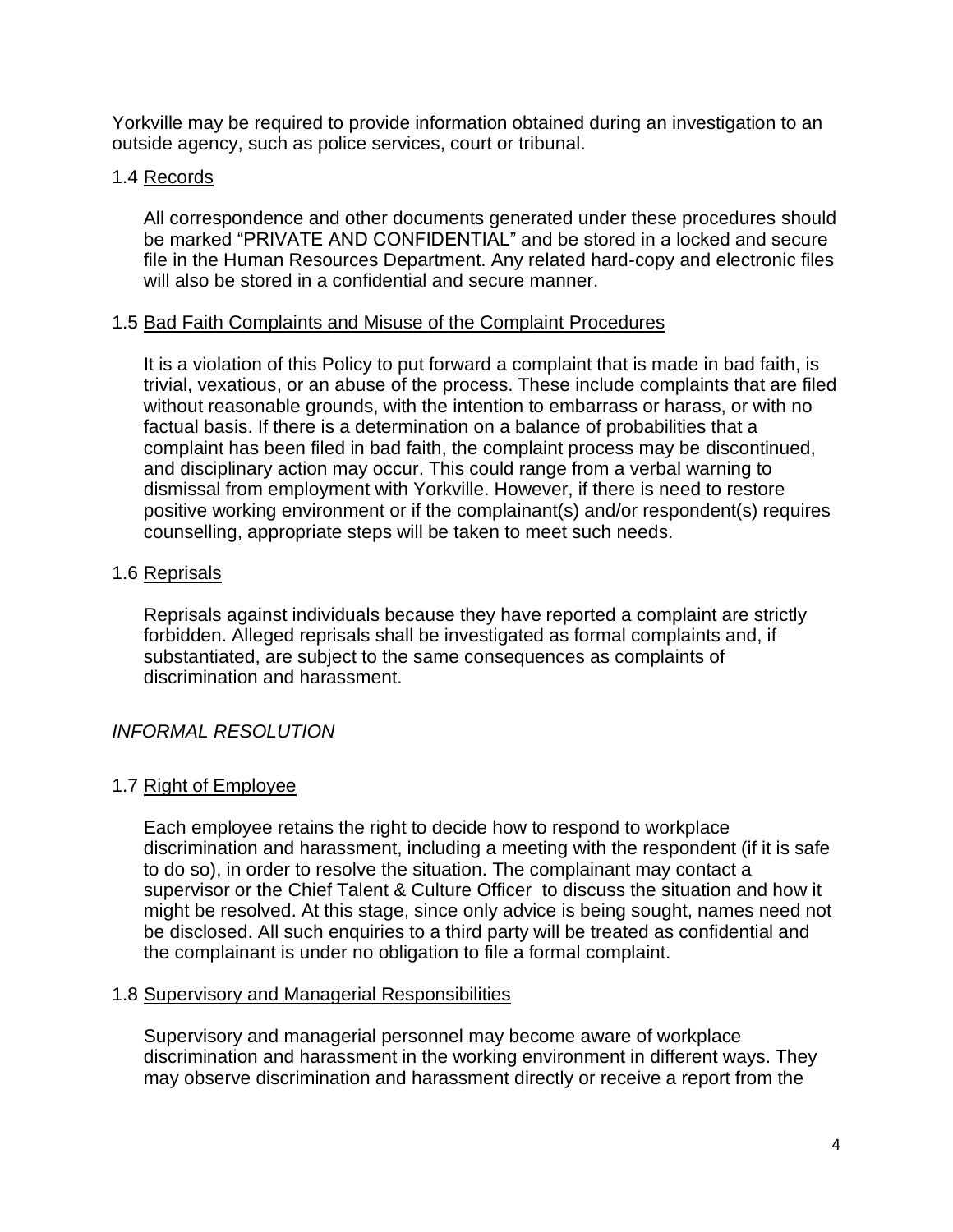Yorkville may be required to provide information obtained during an investigation to an outside agency, such as police services, court or tribunal.

### 1.4 Records

All correspondence and other documents generated under these procedures should be marked "PRIVATE AND CONFIDENTIAL" and be stored in a locked and secure file in the Human Resources Department. Any related hard-copy and electronic files will also be stored in a confidential and secure manner.

### 1.5 Bad Faith Complaints and Misuse of the Complaint Procedures

It is a violation of this Policy to put forward a complaint that is made in bad faith, is trivial, vexatious, or an abuse of the process. These include complaints that are filed without reasonable grounds, with the intention to embarrass or harass, or with no factual basis. If there is a determination on a balance of probabilities that a complaint has been filed in bad faith, the complaint process may be discontinued, and disciplinary action may occur. This could range from a verbal warning to dismissal from employment with Yorkville. However, if there is need to restore positive working environment or if the complainant(s) and/or respondent(s) requires counselling, appropriate steps will be taken to meet such needs.

### 1.6 Reprisals

Reprisals against individuals because they have reported a complaint are strictly forbidden. Alleged reprisals shall be investigated as formal complaints and, if substantiated, are subject to the same consequences as complaints of discrimination and harassment.

## *INFORMAL RESOLUTION*

### 1.7 Right of Employee

Each employee retains the right to decide how to respond to workplace discrimination and harassment, including a meeting with the respondent (if it is safe to do so), in order to resolve the situation. The complainant may contact a supervisor or the Chief Talent & Culture Officer to discuss the situation and how it might be resolved. At this stage, since only advice is being sought, names need not be disclosed. All such enquiries to a third party will be treated as confidential and the complainant is under no obligation to file a formal complaint.

### 1.8 Supervisory and Managerial Responsibilities

Supervisory and managerial personnel may become aware of workplace discrimination and harassment in the working environment in different ways. They may observe discrimination and harassment directly or receive a report from the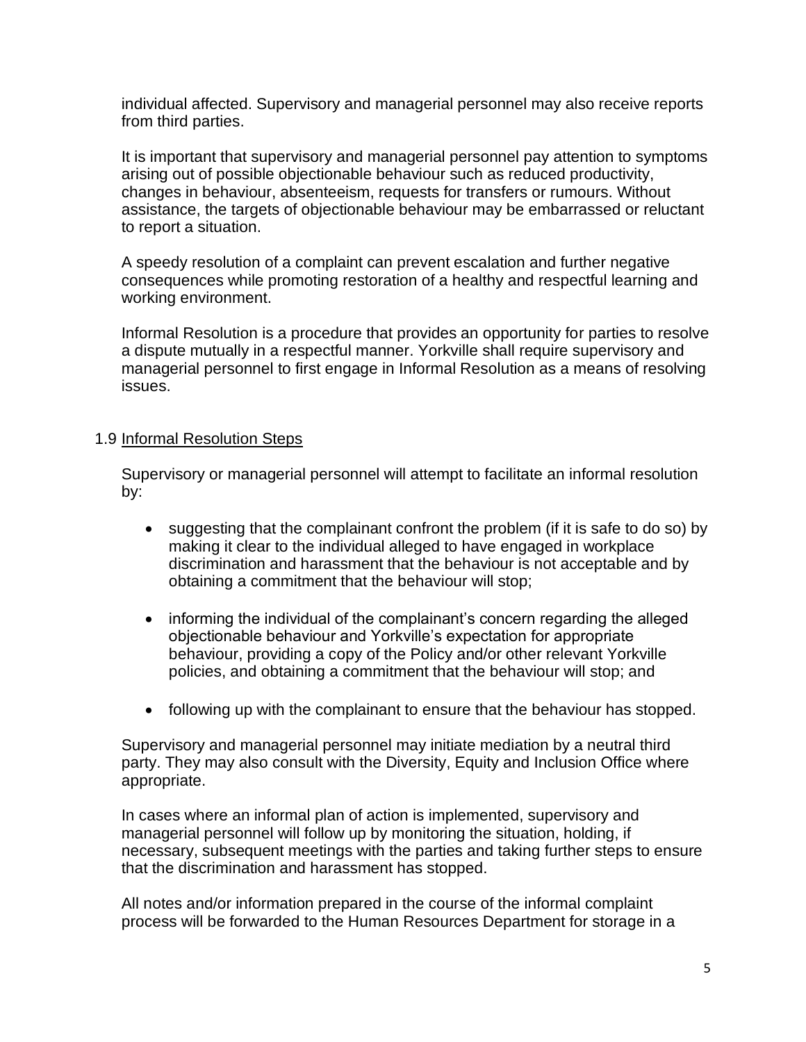individual affected. Supervisory and managerial personnel may also receive reports from third parties.

It is important that supervisory and managerial personnel pay attention to symptoms arising out of possible objectionable behaviour such as reduced productivity, changes in behaviour, absenteeism, requests for transfers or rumours. Without assistance, the targets of objectionable behaviour may be embarrassed or reluctant to report a situation.

A speedy resolution of a complaint can prevent escalation and further negative consequences while promoting restoration of a healthy and respectful learning and working environment.

Informal Resolution is a procedure that provides an opportunity for parties to resolve a dispute mutually in a respectful manner. Yorkville shall require supervisory and managerial personnel to first engage in Informal Resolution as a means of resolving issues.

### 1.9 Informal Resolution Steps

Supervisory or managerial personnel will attempt to facilitate an informal resolution by:

- suggesting that the complainant confront the problem (if it is safe to do so) by making it clear to the individual alleged to have engaged in workplace discrimination and harassment that the behaviour is not acceptable and by obtaining a commitment that the behaviour will stop;

- informing the individual of the complainant's concern regarding the alleged objectionable behaviour and Yorkville's expectation for appropriate behaviour, providing a copy of the Policy and/or other relevant Yorkville policies, and obtaining a commitment that the behaviour will stop; and

- following up with the complainant to ensure that the behaviour has stopped.

Supervisory and managerial personnel may initiate mediation by a neutral third party. They may also consult with the Diversity, Equity and Inclusion Office where appropriate.

In cases where an informal plan of action is implemented, supervisory and managerial personnel will follow up by monitoring the situation, holding, if necessary, subsequent meetings with the parties and taking further steps to ensure that the discrimination and harassment has stopped.

All notes and/or information prepared in the course of the informal complaint process will be forwarded to the Human Resources Department for storage in a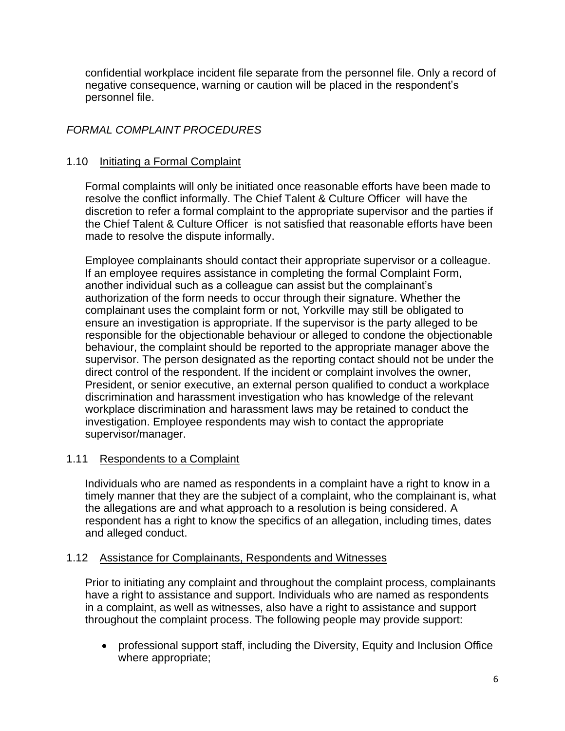confidential workplace incident file separate from the personnel file. Only a record of negative consequence, warning or caution will be placed in the respondent's personnel file.

*FORMAL COMPLAINT PROCEDURES*

### 1.10 Initiating a Formal Complaint

Formal complaints will only be initiated once reasonable efforts have been made to resolve the conflict informally. The Chief Talent & Culture Officer will have the discretion to refer a formal complaint to the appropriate supervisor and the parties if the Chief Talent & Culture Officer is not satisfied that reasonable efforts have been made to resolve the dispute informally.

Employee complainants should contact their appropriate supervisor or a colleague. If an employee requires assistance in completing the formal Complaint Form, another individual such as a colleague can assist but the complainant's authorization of the form needs to occur through their signature. Whether the complainant uses the complaint form or not, Yorkville may still be obligated to ensure an investigation is appropriate. If the supervisor is the party alleged to be responsible for the objectionable behaviour or alleged to condone the objectionable behaviour, the complaint should be reported to the appropriate manager above the supervisor. The person designated as the reporting contact should not be under the direct control of the respondent. If the incident or complaint involves the owner, President, or senior executive, an external person qualified to conduct a workplace discrimination and harassment investigation who has knowledge of the relevant workplace discrimination and harassment laws may be retained to conduct the investigation. Employee respondents may wish to contact the appropriate supervisor/manager.

### 1.11 Respondents to a Complaint

Individuals who are named as respondents in a complaint have a right to know in a timely manner that they are the subject of a complaint, who the complainant is, what the allegations are and what approach to a resolution is being considered. A respondent has a right to know the specifics of an allegation, including times, dates and alleged conduct.

### 1.12 Assistance for Complainants, Respondents and Witnesses

Prior to initiating any complaint and throughout the complaint process, complainants have a right to assistance and support. Individuals who are named as respondents in a complaint, as well as witnesses, also have a right to assistance and support throughout the complaint process. The following people may provide support:

- professional support staff, including the Diversity, Equity and Inclusion Office where appropriate;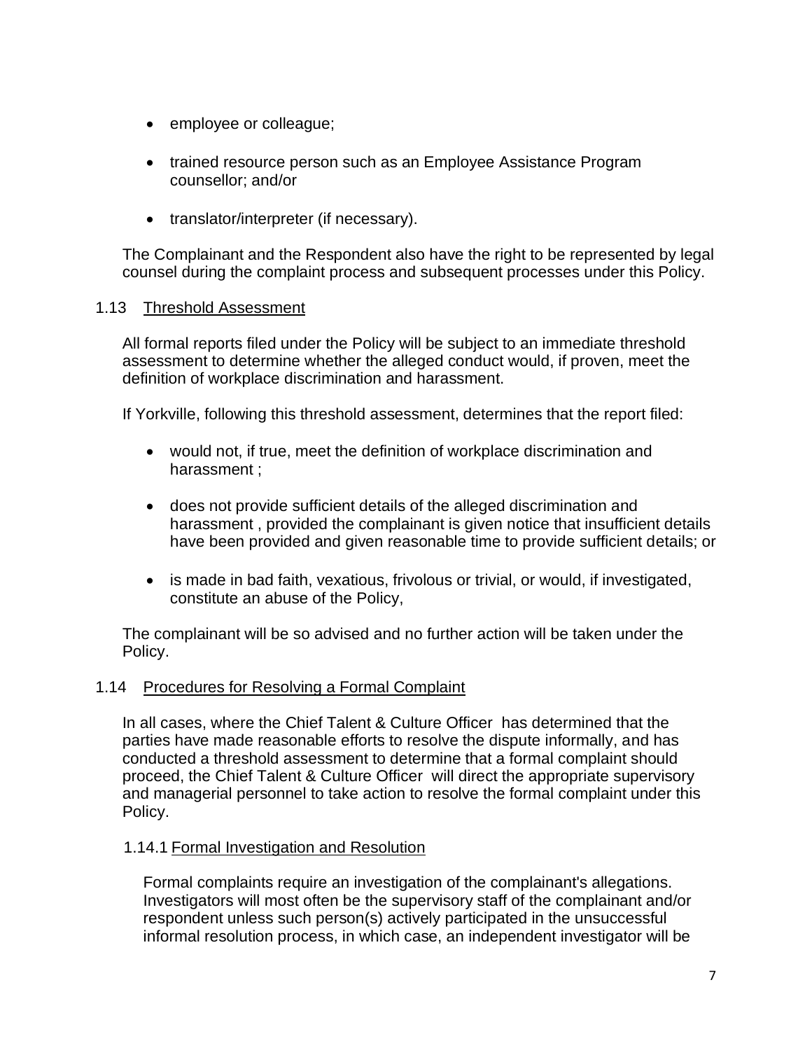- employee or colleague;
- trained resource person such as an Employee Assistance Program counsellor; and/or
- translator/interpreter (if necessary).

The Complainant and the Respondent also have the right to be represented by legal counsel during the complaint process and subsequent processes under this Policy.

### 1.13 Threshold Assessment

All formal reports filed under the Policy will be subject to an immediate threshold assessment to determine whether the alleged conduct would, if proven, meet the definition of workplace discrimination and harassment.

If Yorkville, following this threshold assessment, determines that the report filed:

- would not, if true, meet the definition of workplace discrimination and harassment ;
- does not provide sufficient details of the alleged discrimination and harassment , provided the complainant is given notice that insufficient details have been provided and given reasonable time to provide sufficient details; or
- is made in bad faith, vexatious, frivolous or trivial, or would, if investigated, constitute an abuse of the Policy,

The complainant will be so advised and no further action will be taken under the Policy.

### 1.14 Procedures for Resolving a Formal Complaint

In all cases, where the Chief Talent & Culture Officer has determined that the parties have made reasonable efforts to resolve the dispute informally, and has conducted a threshold assessment to determine that a formal complaint should proceed, the Chief Talent & Culture Officer will direct the appropriate supervisory and managerial personnel to take action to resolve the formal complaint under this Policy.

#### 1.14.1 Formal Investigation and Resolution

Formal complaints require an investigation of the complainant's allegations. Investigators will most often be the supervisory staff of the complainant and/or respondent unless such person(s) actively participated in the unsuccessful informal resolution process, in which case, an independent investigator will be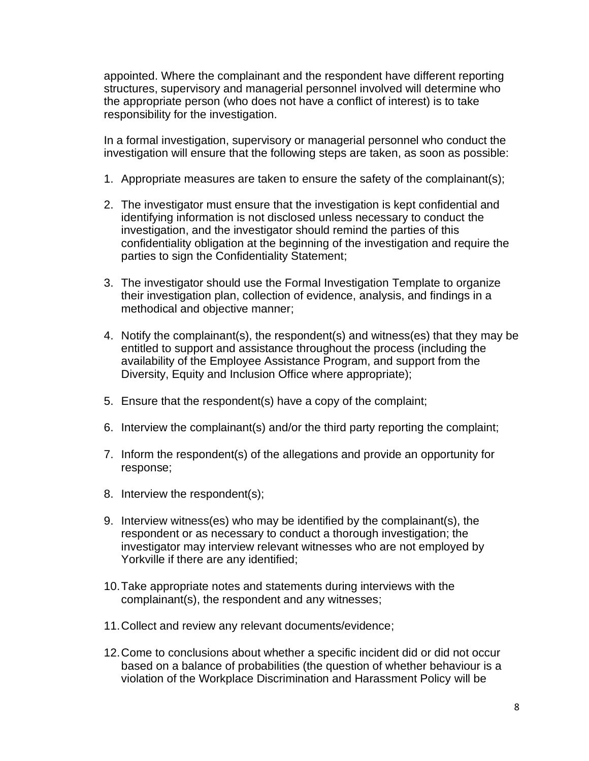appointed. Where the complainant and the respondent have different reporting structures, supervisory and managerial personnel involved will determine who the appropriate person (who does not have a conflict of interest) is to take responsibility for the investigation.

In a formal investigation, supervisory or managerial personnel who conduct the investigation will ensure that the following steps are taken, as soon as possible:

1. Appropriate measures are taken to ensure the safety of the complainant(s);

2. The investigator must ensure that the investigation is kept confidential and identifying information is not disclosed unless necessary to conduct the investigation, and the investigator should remind the parties of this confidentiality obligation at the beginning of the investigation and require the parties to sign the Confidentiality Statement;

3. The investigator should use the Formal Investigation Template to organize their investigation plan, collection of evidence, analysis, and findings in a methodical and objective manner;

4. Notify the complainant(s), the respondent(s) and witness(es) that they may be entitled to support and assistance throughout the process (including the availability of the Employee Assistance Program, and support from the Diversity, Equity and Inclusion Office where appropriate);

5. Ensure that the respondent(s) have a copy of the complaint;

6. Interview the complainant(s) and/or the third party reporting the complaint;

7. Inform the respondent(s) of the allegations and provide an opportunity for response;

8. Interview the respondent(s);

9. Interview witness(es) who may be identified by the complainant(s), the respondent or as necessary to conduct a thorough investigation; the investigator may interview relevant witnesses who are not employed by Yorkville if there are any identified;

10. Take appropriate notes and statements during interviews with the complainant(s), the respondent and any witnesses;

11. Collect and review any relevant documents/evidence;

12. Come to conclusions about whether a specific incident did or did not occur based on a balance of probabilities (the question of whether behaviour is a violation of the Workplace Discrimination and Harassment Policy will be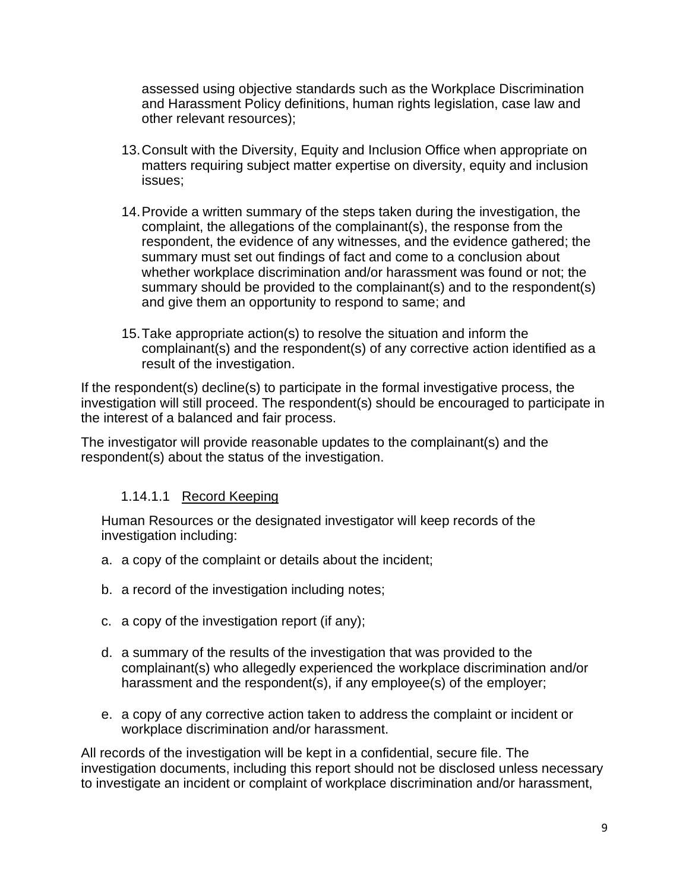assessed using objective standards such as the Workplace Discrimination and Harassment Policy definitions, human rights legislation, case law and other relevant resources);

13. Consult with the Diversity, Equity and Inclusion Office when appropriate on matters requiring subject matter expertise on diversity, equity and inclusion issues;

14. Provide a written summary of the steps taken during the investigation, the complaint, the allegations of the complainant(s), the response from the respondent, the evidence of any witnesses, and the evidence gathered; the summary must set out findings of fact and come to a conclusion about whether workplace discrimination and/or harassment was found or not; the summary should be provided to the complainant(s) and to the respondent(s) and give them an opportunity to respond to same; and

15. Take appropriate action(s) to resolve the situation and inform the complainant(s) and the respondent(s) of any corrective action identified as a result of the investigation.

If the respondent(s) decline(s) to participate in the formal investigative process, the investigation will still proceed. The respondent(s) should be encouraged to participate in the interest of a balanced and fair process.

The investigator will provide reasonable updates to the complainant(s) and the respondent(s) about the status of the investigation.

#### 1.14.1.1 Record Keeping

Human Resources or the designated investigator will keep records of the investigation including:

a. a copy of the complaint or details about the incident;

b. a record of the investigation including notes;

c. a copy of the investigation report (if any);

d. a summary of the results of the investigation that was provided to the complainant(s) who allegedly experienced the workplace discrimination and/or harassment and the respondent(s), if any employee(s) of the employer;

e. a copy of any corrective action taken to address the complaint or incident or workplace discrimination and/or harassment.

All records of the investigation will be kept in a confidential, secure file. The investigation documents, including this report should not be disclosed unless necessary to investigate an incident or complaint of workplace discrimination and/or harassment,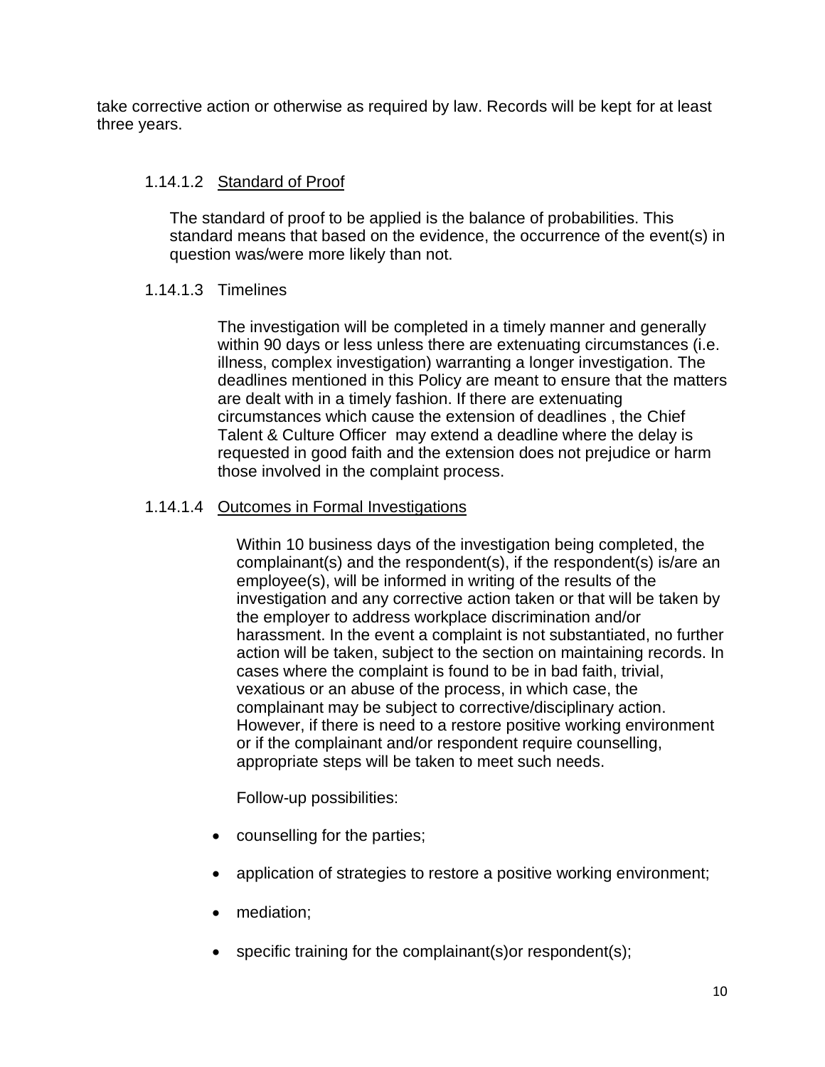take corrective action or otherwise as required by law. Records will be kept for at least three years.

#### 1.14.1.2 Standard of Proof

The standard of proof to be applied is the balance of probabilities. This standard means that based on the evidence, the occurrence of the event(s) in question was/were more likely than not.

#### 1.14.1.3 Timelines

The investigation will be completed in a timely manner and generally within 90 days or less unless there are extenuating circumstances (i.e. illness, complex investigation) warranting a longer investigation. The deadlines mentioned in this Policy are meant to ensure that the matters are dealt with in a timely fashion. If there are extenuating circumstances which cause the extension of deadlines , the Chief Talent & Culture Officer may extend a deadline where the delay is requested in good faith and the extension does not prejudice or harm those involved in the complaint process.

#### 1.14.1.4 Outcomes in Formal Investigations

Within 10 business days of the investigation being completed, the complainant(s) and the respondent(s), if the respondent(s) is/are an employee(s), will be informed in writing of the results of the investigation and any corrective action taken or that will be taken by the employer to address workplace discrimination and/or harassment. In the event a complaint is not substantiated, no further action will be taken, subject to the section on maintaining records. In cases where the complaint is found to be in bad faith, trivial, vexatious or an abuse of the process, in which case, the complainant may be subject to corrective/disciplinary action. However, if there is need to a restore positive working environment or if the complainant and/or respondent require counselling, appropriate steps will be taken to meet such needs.

Follow-up possibilities:

- counselling for the parties;
- application of strategies to restore a positive working environment;
- mediation;
- specific training for the complainant(s)or respondent(s);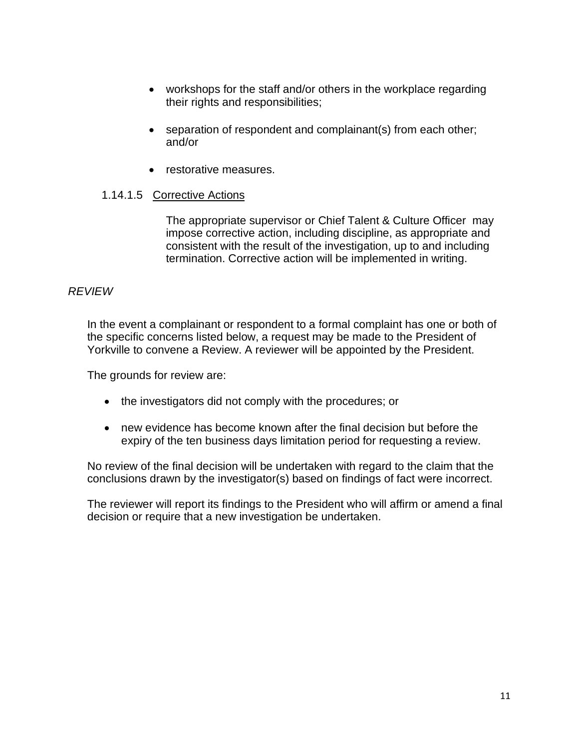- workshops for the staff and/or others in the workplace regarding their rights and responsibilities;
- separation of respondent and complainant(s) from each other; and/or
- restorative measures.

1.14.1.5 <u>Corrective Actions</u>

The appropriate supervisor or Chief Talent & Culture Officer may impose corrective action, including discipline, as appropriate and consistent with the result of the investigation, up to and including termination. Corrective action will be implemented in writing.

*REVIEW*

In the event a complainant or respondent to a formal complaint has one or both of the specific concerns listed below, a request may be made to the President of Yorkville to convene a Review. A reviewer will be appointed by the President.

The grounds for review are:

- the investigators did not comply with the procedures; or
- new evidence has become known after the final decision but before the expiry of the ten business days limitation period for requesting a review.

No review of the final decision will be undertaken with regard to the claim that the conclusions drawn by the investigator(s) based on findings of fact were incorrect.

The reviewer will report its findings to the President who will affirm or amend a final decision or require that a new investigation be undertaken.